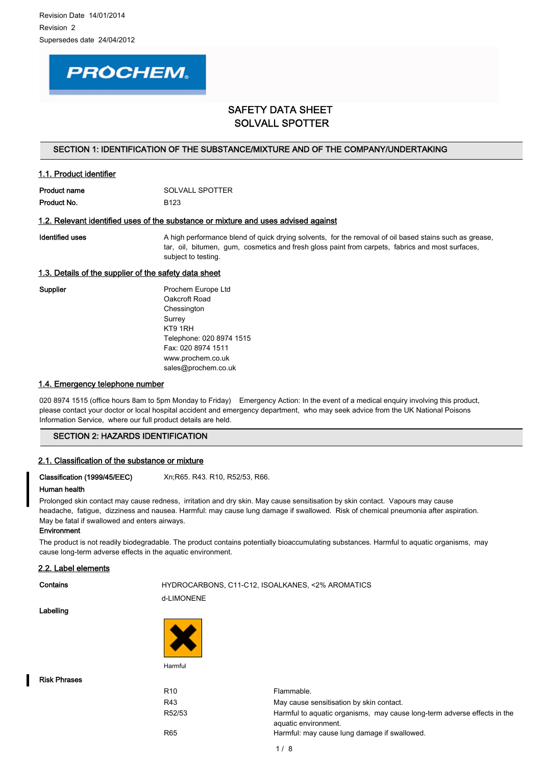Revision Date 14/01/2014

Revision 2

Supersedes date 24/04/2012

# SAFETY DATA SHEET
# SOLVALL SPOTTER

## SECTION 1: IDENTIFICATION OF THE SUBSTANCE/MIXTURE AND OF THE COMPANY/UNDERTAKING

### 1.1. Product identifier

**Product name** SOLVALL SPOTTER

**Product No.** B123

### 1.2. Relevant identified uses of the substance or mixture and uses advised against

**Identified uses** A high performance blend of quick drying solvents, for the removal of oil based stains such as grease, tar, oil, bitumen, gum, cosmetics and fresh gloss paint from carpets, fabrics and most surfaces, subject to testing.

### 1.3. Details of the supplier of the safety data sheet

**Supplier**
Prochem Europe Ltd
Oakcroft Road
Chessington
Surrey
KT9 1RH
Telephone: 020 8974 1515
Fax: 020 8974 1511
www.prochem.co.uk
sales@prochem.co.uk

### 1.4. Emergency telephone number

020 8974 1515 (office hours 8am to 5pm Monday to Friday) Emergency Action: In the event of a medical enquiry involving this product, please contact your doctor or local hospital accident and emergency department, who may seek advice from the UK National Poisons Information Service, where our full product details are held.

## SECTION 2: HAZARDS IDENTIFICATION

### 2.1. Classification of the substance or mixture

**Classification (1999/45/EEC)** Xn;R65. R43. R10, R52/53, R66.

**Human health**

Prolonged skin contact may cause redness, irritation and dry skin. May cause sensitisation by skin contact. Vapours may cause headache, fatigue, dizziness and nausea. Harmful: may cause lung damage if swallowed. Risk of chemical pneumonia after aspiration. May be fatal if swallowed and enters airways.

**Environment**

The product is not readily biodegradable. The product contains potentially bioaccumulating substances. Harmful to aquatic organisms, may cause long-term adverse effects in the aquatic environment.

### 2.2. Label elements

**Contains** HYDROCARBONS, C11-C12, ISOALKANES, <2% AROMATICS

d-LIMONENE

**Labelling**

Harmful

**Risk Phrases**

| | |
|---|---|
| R10 | Flammable. |
| R43 | May cause sensitisation by skin contact. |
| R52/53 | Harmful to aquatic organisms, may cause long-term adverse effects in the aquatic environment. |
| R65 | Harmful: may cause lung damage if swallowed. |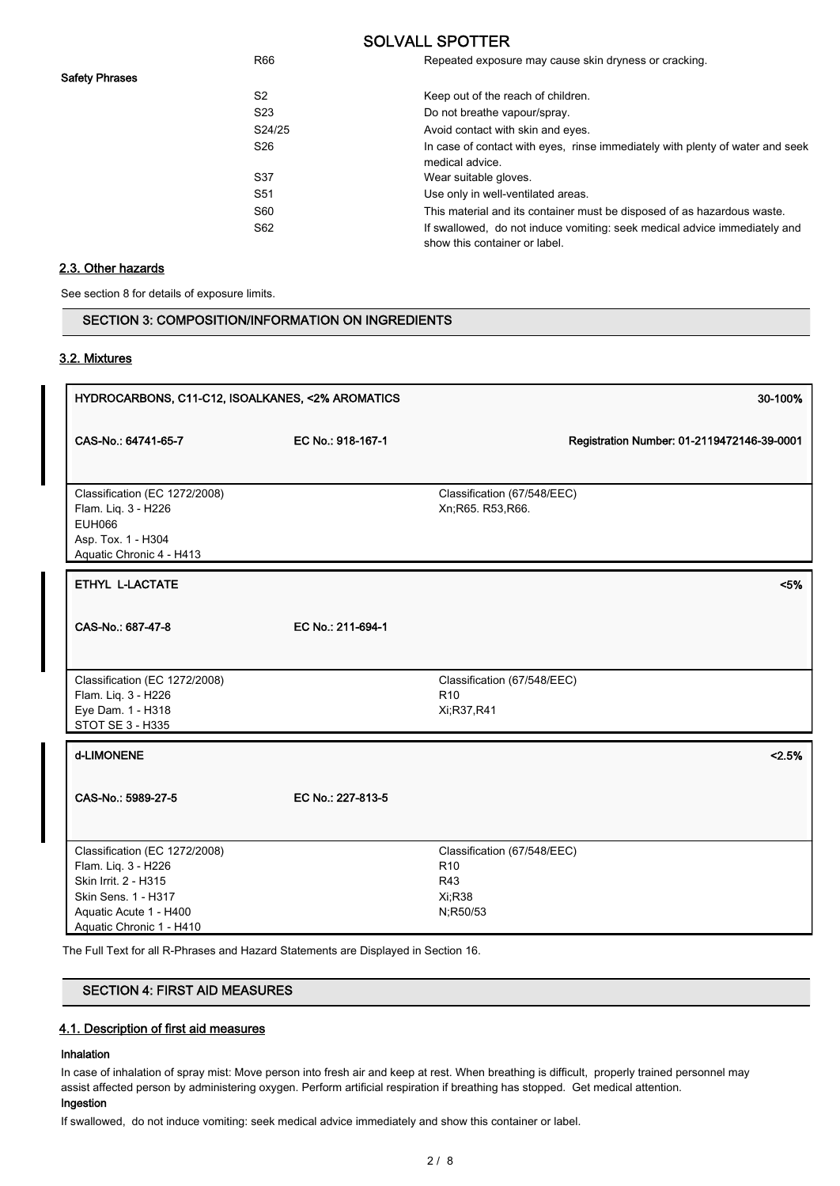| | | |
|---|---|---|
| | R66 | Repeated exposure may cause skin dryness or cracking. |
| **Safety Phrases** | | |
| | S2 | Keep out of the reach of children. |
| | S23 | Do not breathe vapour/spray. |
| | S24/25 | Avoid contact with skin and eyes. |
| | S26 | In case of contact with eyes, rinse immediately with plenty of water and seek medical advice. |
| | S37 | Wear suitable gloves. |
| | S51 | Use only in well-ventilated areas. |
| | S60 | This material and its container must be disposed of as hazardous waste. |
| | S62 | If swallowed, do not induce vomiting: seek medical advice immediately and show this container or label. |

## 2.3. Other hazards

See section 8 for details of exposure limits.

## SECTION 3: COMPOSITION/INFORMATION ON INGREDIENTS

### 3.2. Mixtures

| **HYDROCARBONS, C11-C12, ISOALKANES, <2% AROMATICS** | | **30-100%** |
|---|---|---|
| **CAS-No.: 64741-65-7** | **EC No.: 918-167-1** | **Registration Number: 01-2119472146-39-0001** |
| Classification (EC 1272/2008)<br>Flam. Liq. 3 - H226<br>EUH066<br>Asp. Tox. 1 - H304<br>Aquatic Chronic 4 - H413 | | Classification (67/548/EEC)<br>Xn;R65. R53,R66. |

| **ETHYL L-LACTATE** | | **<5%** |
|---|---|---|
| **CAS-No.: 687-47-8** | **EC No.: 211-694-1** | |
| Classification (EC 1272/2008)<br>Flam. Liq. 3 - H226<br>Eye Dam. 1 - H318<br>STOT SE 3 - H335 | | Classification (67/548/EEC)<br>R10<br>Xi;R37,R41 |

| **d-LIMONENE** | | **<2.5%** |
|---|---|---|
| **CAS-No.: 5989-27-5** | **EC No.: 227-813-5** | |
| Classification (EC 1272/2008)<br>Flam. Liq. 3 - H226<br>Skin Irrit. 2 - H315<br>Skin Sens. 1 - H317<br>Aquatic Acute 1 - H400<br>Aquatic Chronic 1 - H410 | | Classification (67/548/EEC)<br>R10<br>R43<br>Xi;R38<br>N;R50/53 |

The Full Text for all R-Phrases and Hazard Statements are Displayed in Section 16.

## SECTION 4: FIRST AID MEASURES

### 4.1. Description of first aid measures

**Inhalation**

In case of inhalation of spray mist: Move person into fresh air and keep at rest. When breathing is difficult, properly trained personnel may assist affected person by administering oxygen. Perform artificial respiration if breathing has stopped. Get medical attention.

**Ingestion**

If swallowed, do not induce vomiting: seek medical advice immediately and show this container or label.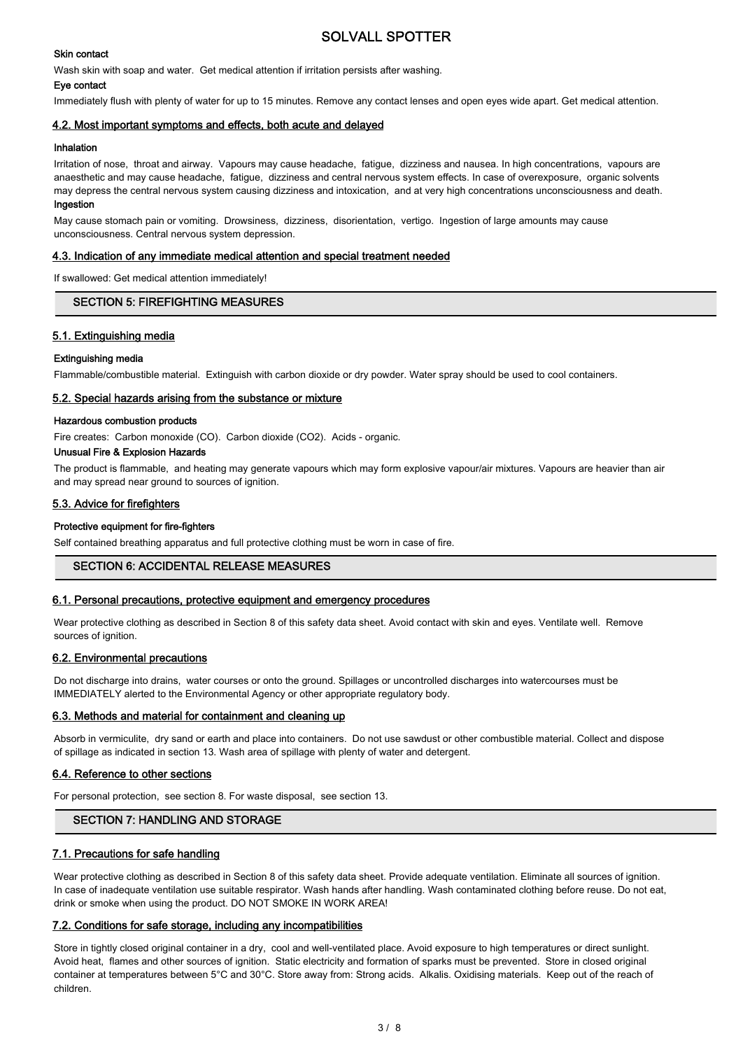#### Skin contact

Wash skin with soap and water. Get medical attention if irritation persists after washing.

#### Eye contact

Immediately flush with plenty of water for up to 15 minutes. Remove any contact lenses and open eyes wide apart. Get medical attention.

### 4.2. Most important symptoms and effects, both acute and delayed

#### Inhalation

Irritation of nose, throat and airway. Vapours may cause headache, fatigue, dizziness and nausea. In high concentrations, vapours are anaesthetic and may cause headache, fatigue, dizziness and central nervous system effects. In case of overexposure, organic solvents may depress the central nervous system causing dizziness and intoxication, and at very high concentrations unconsciousness and death.

#### Ingestion

May cause stomach pain or vomiting. Drowsiness, dizziness, disorientation, vertigo. Ingestion of large amounts may cause unconsciousness. Central nervous system depression.

### 4.3. Indication of any immediate medical attention and special treatment needed

If swallowed: Get medical attention immediately!

## SECTION 5: FIREFIGHTING MEASURES

### 5.1. Extinguishing media

#### Extinguishing media

Flammable/combustible material. Extinguish with carbon dioxide or dry powder. Water spray should be used to cool containers.

### 5.2. Special hazards arising from the substance or mixture

#### Hazardous combustion products

Fire creates: Carbon monoxide (CO). Carbon dioxide ($CO_2$). Acids - organic.

#### Unusual Fire & Explosion Hazards

The product is flammable, and heating may generate vapours which may form explosive vapour/air mixtures. Vapours are heavier than air and may spread near ground to sources of ignition.

### 5.3. Advice for firefighters

#### Protective equipment for fire-fighters

Self contained breathing apparatus and full protective clothing must be worn in case of fire.

## SECTION 6: ACCIDENTAL RELEASE MEASURES

### 6.1. Personal precautions, protective equipment and emergency procedures

Wear protective clothing as described in Section 8 of this safety data sheet. Avoid contact with skin and eyes. Ventilate well. Remove sources of ignition.

### 6.2. Environmental precautions

Do not discharge into drains, water courses or onto the ground. Spillages or uncontrolled discharges into watercourses must be IMMEDIATELY alerted to the Environmental Agency or other appropriate regulatory body.

### 6.3. Methods and material for containment and cleaning up

Absorb in vermiculite, dry sand or earth and place into containers. Do not use sawdust or other combustible material. Collect and dispose of spillage as indicated in section 13. Wash area of spillage with plenty of water and detergent.

### 6.4. Reference to other sections

For personal protection, see section 8. For waste disposal, see section 13.

## SECTION 7: HANDLING AND STORAGE

### 7.1. Precautions for safe handling

Wear protective clothing as described in Section 8 of this safety data sheet. Provide adequate ventilation. Eliminate all sources of ignition. In case of inadequate ventilation use suitable respirator. Wash hands after handling. Wash contaminated clothing before reuse. Do not eat, drink or smoke when using the product. DO NOT SMOKE IN WORK AREA!

### 7.2. Conditions for safe storage, including any incompatibilities

Store in tightly closed original container in a dry, cool and well-ventilated place. Avoid exposure to high temperatures or direct sunlight. Avoid heat, flames and other sources of ignition. Static electricity and formation of sparks must be prevented. Store in closed original container at temperatures between 5°C and 30°C. Store away from: Strong acids. Alkalis. Oxidising materials. Keep out of the reach of children.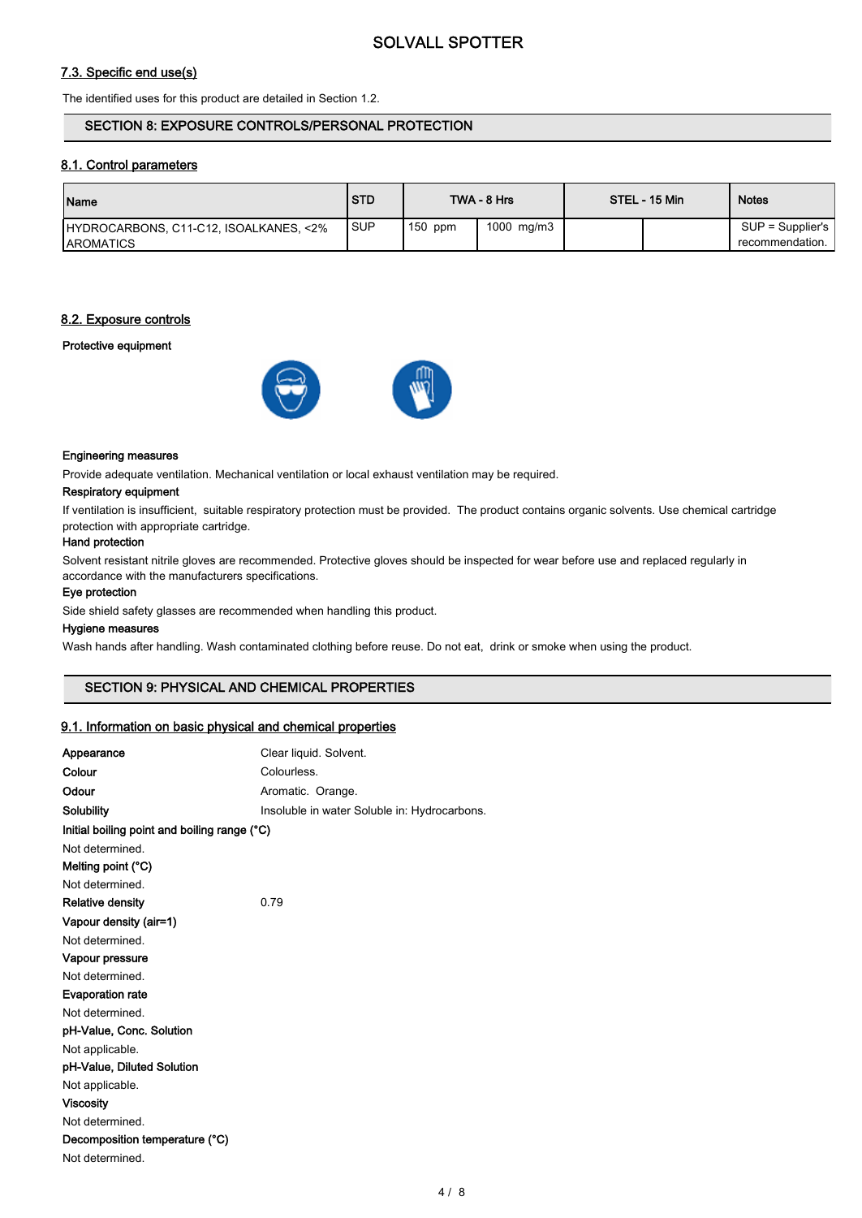## 7.3. Specific end use(s)

The identified uses for this product are detailed in Section 1.2.

## SECTION 8: EXPOSURE CONTROLS/PERSONAL PROTECTION

### 8.1. Control parameters

| Name | STD | TWA - 8 Hrs | | STEL - 15 Min | | Notes |
|---|---|---|---|---|---|---|
| HYDROCARBONS, C11-C12, ISOALKANES, <2% AROMATICS | SUP | 150 ppm | 1000 mg/m3 | | | SUP = Supplier's recommendation. |

### 8.2. Exposure controls

**Protective equipment**

**Engineering measures**

Provide adequate ventilation. Mechanical ventilation or local exhaust ventilation may be required.

**Respiratory equipment**

If ventilation is insufficient, suitable respiratory protection must be provided. The product contains organic solvents. Use chemical cartridge protection with appropriate cartridge.

**Hand protection**

Solvent resistant nitrile gloves are recommended. Protective gloves should be inspected for wear before use and replaced regularly in accordance with the manufacturers specifications.

**Eye protection**

Side shield safety glasses are recommended when handling this product.

**Hygiene measures**

Wash hands after handling. Wash contaminated clothing before reuse. Do not eat, drink or smoke when using the product.

## SECTION 9: PHYSICAL AND CHEMICAL PROPERTIES

### 9.1. Information on basic physical and chemical properties

**Appearance** Clear liquid. Solvent.

**Colour** Colourless.

**Odour** Aromatic. Orange.

**Solubility** Insoluble in water Soluble in: Hydrocarbons.

**Initial boiling point and boiling range (°C)**

Not determined.

**Melting point (°C)**

Not determined.

**Relative density** 0.79

**Vapour density (air=1)**

Not determined.

**Vapour pressure**

Not determined.

**Evaporation rate**

Not determined.

**pH-Value, Conc. Solution**

Not applicable.

**pH-Value, Diluted Solution**

Not applicable.

**Viscosity**

Not determined.

**Decomposition temperature (°C)**

Not determined.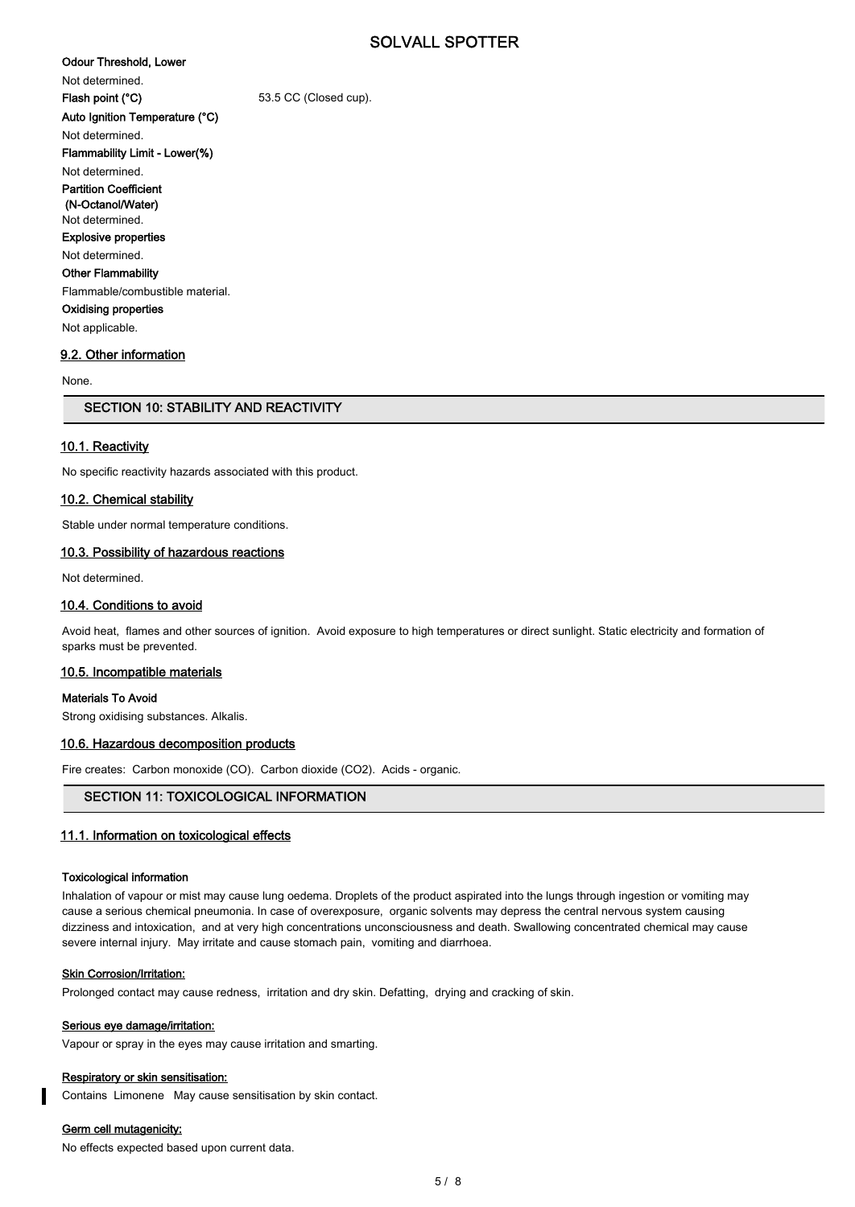**Odour Threshold, Lower**

Not determined.

**Flash point (°C)** 53.5 CC (Closed cup).

**Auto Ignition Temperature (°C)**

Not determined.

**Flammability Limit - Lower(%)**

Not determined.

**Partition Coefficient (N-Octanol/Water)**

Not determined.

**Explosive properties**

Not determined.

**Other Flammability**

Flammable/combustible material.

**Oxidising properties**

Not applicable.

### 9.2. Other information

None.

## SECTION 10: STABILITY AND REACTIVITY

### 10.1. Reactivity

No specific reactivity hazards associated with this product.

### 10.2. Chemical stability

Stable under normal temperature conditions.

### 10.3. Possibility of hazardous reactions

Not determined.

### 10.4. Conditions to avoid

Avoid heat, flames and other sources of ignition. Avoid exposure to high temperatures or direct sunlight. Static electricity and formation of sparks must be prevented.

### 10.5. Incompatible materials

**Materials To Avoid**

Strong oxidising substances. Alkalis.

### 10.6. Hazardous decomposition products

Fire creates: Carbon monoxide (CO). Carbon dioxide ($CO_2$). Acids - organic.

## SECTION 11: TOXICOLOGICAL INFORMATION

### 11.1. Information on toxicological effects

**Toxicological information**

Inhalation of vapour or mist may cause lung oedema. Droplets of the product aspirated into the lungs through ingestion or vomiting may cause a serious chemical pneumonia. In case of overexposure, organic solvents may depress the central nervous system causing dizziness and intoxication, and at very high concentrations unconsciousness and death. Swallowing concentrated chemical may cause severe internal injury. May irritate and cause stomach pain, vomiting and diarrhoea.

**Skin Corrosion/Irritation:**

Prolonged contact may cause redness, irritation and dry skin. Defatting, drying and cracking of skin.

**Serious eye damage/irritation:**

Vapour or spray in the eyes may cause irritation and smarting.

**Respiratory or skin sensitisation:**

Contains Limonene May cause sensitisation by skin contact.

**Germ cell mutagenicity:**

No effects expected based upon current data.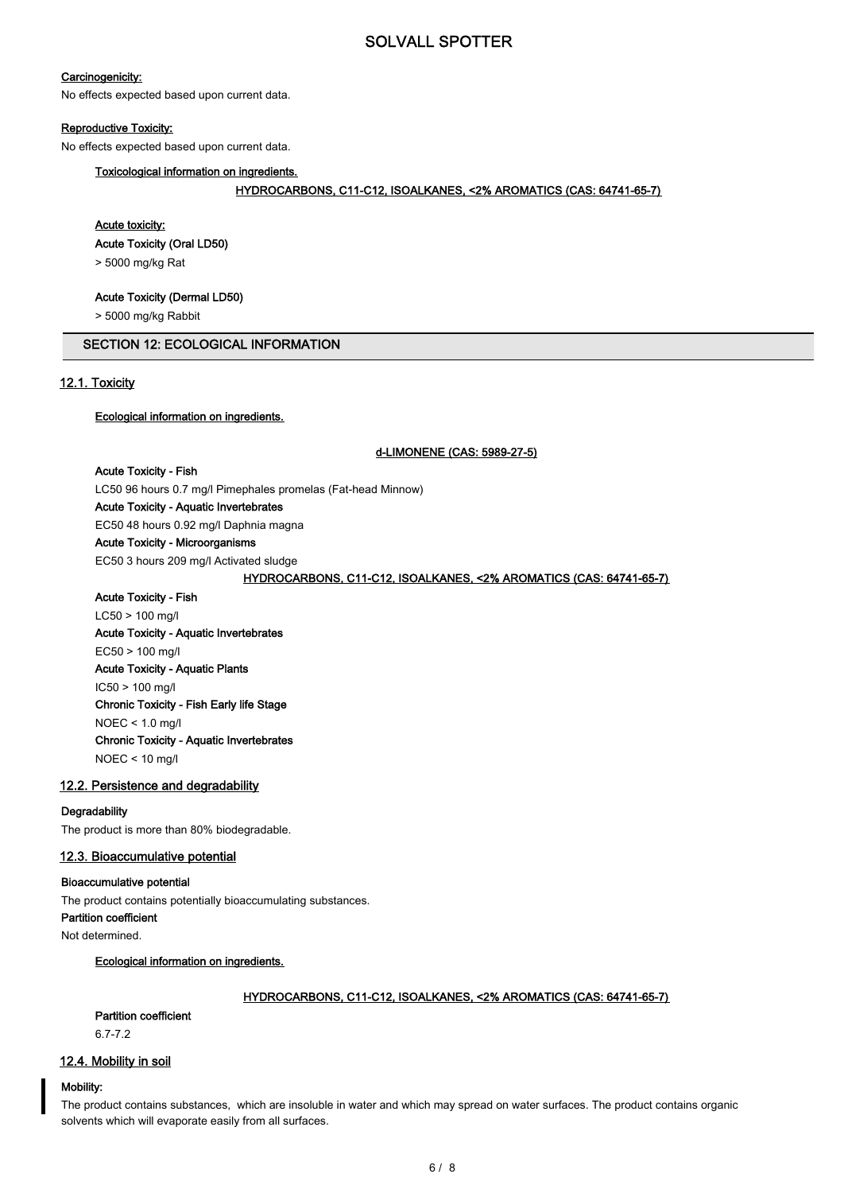**Carcinogenicity:**

No effects expected based upon current data.

**Reproductive Toxicity:**

No effects expected based upon current data.

**Toxicological information on ingredients.**

**HYDROCARBONS, C11-C12, ISOALKANES, <2% AROMATICS (CAS: 64741-65-7)**

**Acute toxicity:**

**Acute Toxicity (Oral LD50)**

> 5000 mg/kg Rat

**Acute Toxicity (Dermal LD50)**

> 5000 mg/kg Rabbit

## SECTION 12: ECOLOGICAL INFORMATION

### 12.1. Toxicity

**Ecological information on ingredients.**

**d-LIMONENE (CAS: 5989-27-5)**

**Acute Toxicity - Fish**

LC50 96 hours 0.7 mg/l Pimephales promelas (Fat-head Minnow)

**Acute Toxicity - Aquatic Invertebrates**

EC50 48 hours 0.92 mg/l Daphnia magna

**Acute Toxicity - Microorganisms**

EC50 3 hours 209 mg/l Activated sludge

**HYDROCARBONS, C11-C12, ISOALKANES, <2% AROMATICS (CAS: 64741-65-7)**

**Acute Toxicity - Fish**

LC50 > 100 mg/l

**Acute Toxicity - Aquatic Invertebrates**

EC50 > 100 mg/l

**Acute Toxicity - Aquatic Plants**

IC50 > 100 mg/l

**Chronic Toxicity - Fish Early life Stage**

NOEC < 1.0 mg/l

**Chronic Toxicity - Aquatic Invertebrates**

NOEC < 10 mg/l

### 12.2. Persistence and degradability

**Degradability**

The product is more than 80% biodegradable.

### 12.3. Bioaccumulative potential

**Bioaccumulative potential**

The product contains potentially bioaccumulating substances.

**Partition coefficient**

Not determined.

**Ecological information on ingredients.**

**HYDROCARBONS, C11-C12, ISOALKANES, <2% AROMATICS (CAS: 64741-65-7)**

**Partition coefficient**

6.7-7.2

### 12.4. Mobility in soil

**Mobility:**

The product contains substances, which are insoluble in water and which may spread on water surfaces. The product contains organic solvents which will evaporate easily from all surfaces.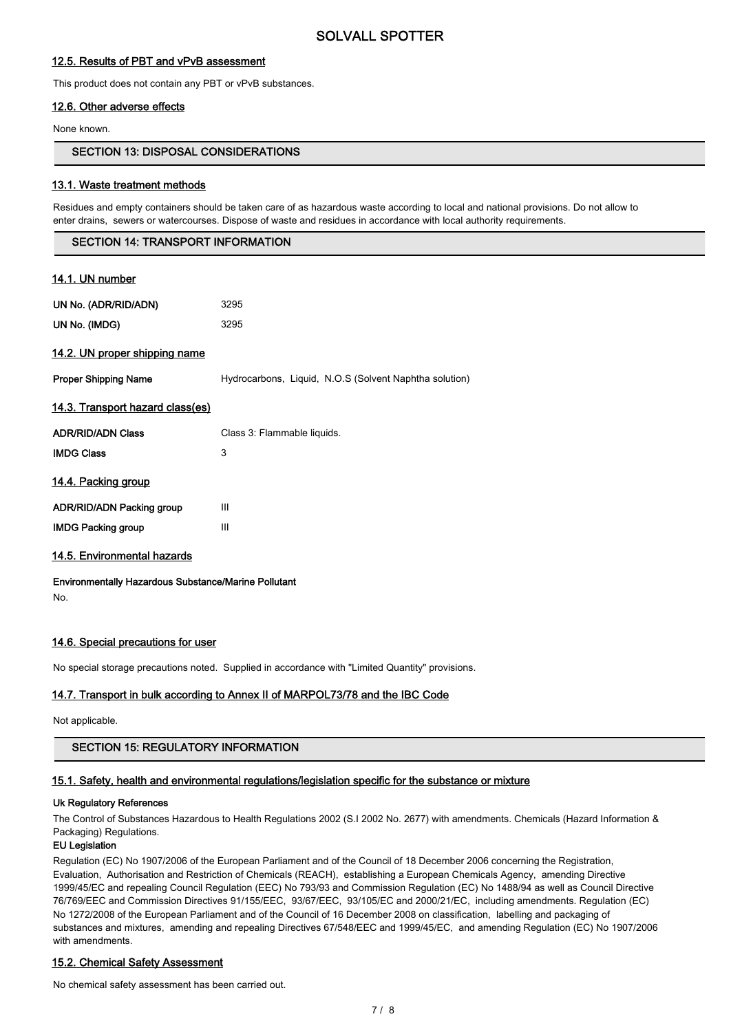### 12.5. Results of PBT and vPvB assessment

This product does not contain any PBT or vPvB substances.

### 12.6. Other adverse effects

None known.

## SECTION 13: DISPOSAL CONSIDERATIONS

### 13.1. Waste treatment methods

Residues and empty containers should be taken care of as hazardous waste according to local and national provisions. Do not allow to enter drains, sewers or watercourses. Dispose of waste and residues in accordance with local authority requirements.

## SECTION 14: TRANSPORT INFORMATION

### 14.1. UN number

**UN No. (ADR/RID/ADN)** 3295

**UN No. (IMDG)** 3295

### 14.2. UN proper shipping name

**Proper Shipping Name** Hydrocarbons, Liquid, N.O.S (Solvent Naphtha solution)

### 14.3. Transport hazard class(es)

**ADR/RID/ADN Class** Class 3: Flammable liquids.

**IMDG Class** 3

### 14.4. Packing group

**ADR/RID/ADN Packing group** III

**IMDG Packing group** III

### 14.5. Environmental hazards

**Environmentally Hazardous Substance/Marine Pollutant**

No.

### 14.6. Special precautions for user

No special storage precautions noted. Supplied in accordance with "Limited Quantity" provisions.

### 14.7. Transport in bulk according to Annex II of MARPOL73/78 and the IBC Code

Not applicable.

## SECTION 15: REGULATORY INFORMATION

### 15.1. Safety, health and environmental regulations/legislation specific for the substance or mixture

**Uk Regulatory References**

The Control of Substances Hazardous to Health Regulations 2002 (S.I 2002 No. 2677) with amendments. Chemicals (Hazard Information & Packaging) Regulations.

**EU Legislation**

Regulation (EC) No 1907/2006 of the European Parliament and of the Council of 18 December 2006 concerning the Registration, Evaluation, Authorisation and Restriction of Chemicals (REACH), establishing a European Chemicals Agency, amending Directive 1999/45/EC and repealing Council Regulation (EEC) No 793/93 and Commission Regulation (EC) No 1488/94 as well as Council Directive 76/769/EEC and Commission Directives 91/155/EEC, 93/67/EEC, 93/105/EC and 2000/21/EC, including amendments. Regulation (EC) No 1272/2008 of the European Parliament and of the Council of 16 December 2008 on classification, labelling and packaging of substances and mixtures, amending and repealing Directives 67/548/EEC and 1999/45/EC, and amending Regulation (EC) No 1907/2006 with amendments.

### 15.2. Chemical Safety Assessment

No chemical safety assessment has been carried out.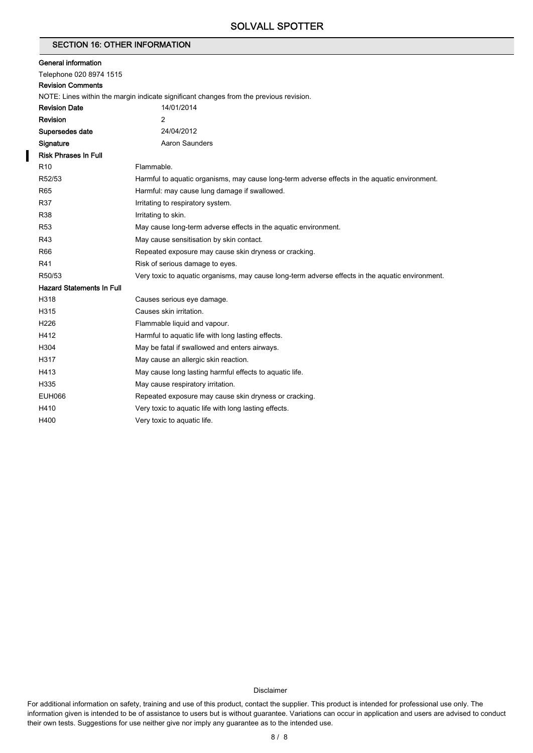## SECTION 16: OTHER INFORMATION

**General information**

Telephone 020 8974 1515

**Revision Comments**

NOTE: Lines within the margin indicate significant changes from the previous revision.

| | |
|---|---|
| **Revision Date** | 14/01/2014 |
| **Revision** | 2 |
| **Supersedes date** | 24/04/2012 |
| **Signature** | Aaron Saunders |

**Risk Phrases In Full**

| | |
|---|---|
| R10 | Flammable. |
| R52/53 | Harmful to aquatic organisms, may cause long-term adverse effects in the aquatic environment. |
| R65 | Harmful: may cause lung damage if swallowed. |
| R37 | Irritating to respiratory system. |
| R38 | Irritating to skin. |
| R53 | May cause long-term adverse effects in the aquatic environment. |
| R43 | May cause sensitisation by skin contact. |
| R66 | Repeated exposure may cause skin dryness or cracking. |
| R41 | Risk of serious damage to eyes. |
| R50/53 | Very toxic to aquatic organisms, may cause long-term adverse effects in the aquatic environment. |

**Hazard Statements In Full**

| | |
|---|---|
| H318 | Causes serious eye damage. |
| H315 | Causes skin irritation. |
| H226 | Flammable liquid and vapour. |
| H412 | Harmful to aquatic life with long lasting effects. |
| H304 | May be fatal if swallowed and enters airways. |
| H317 | May cause an allergic skin reaction. |
| H413 | May cause long lasting harmful effects to aquatic life. |
| H335 | May cause respiratory irritation. |
| EUH066 | Repeated exposure may cause skin dryness or cracking. |
| H410 | Very toxic to aquatic life with long lasting effects. |
| H400 | Very toxic to aquatic life. |

Disclaimer

For additional information on safety, training and use of this product, contact the supplier. This product is intended for professional use only. The information given is intended to be of assistance to users but is without guarantee. Variations can occur in application and users are advised to conduct their own tests. Suggestions for use neither give nor imply any guarantee as to the intended use.